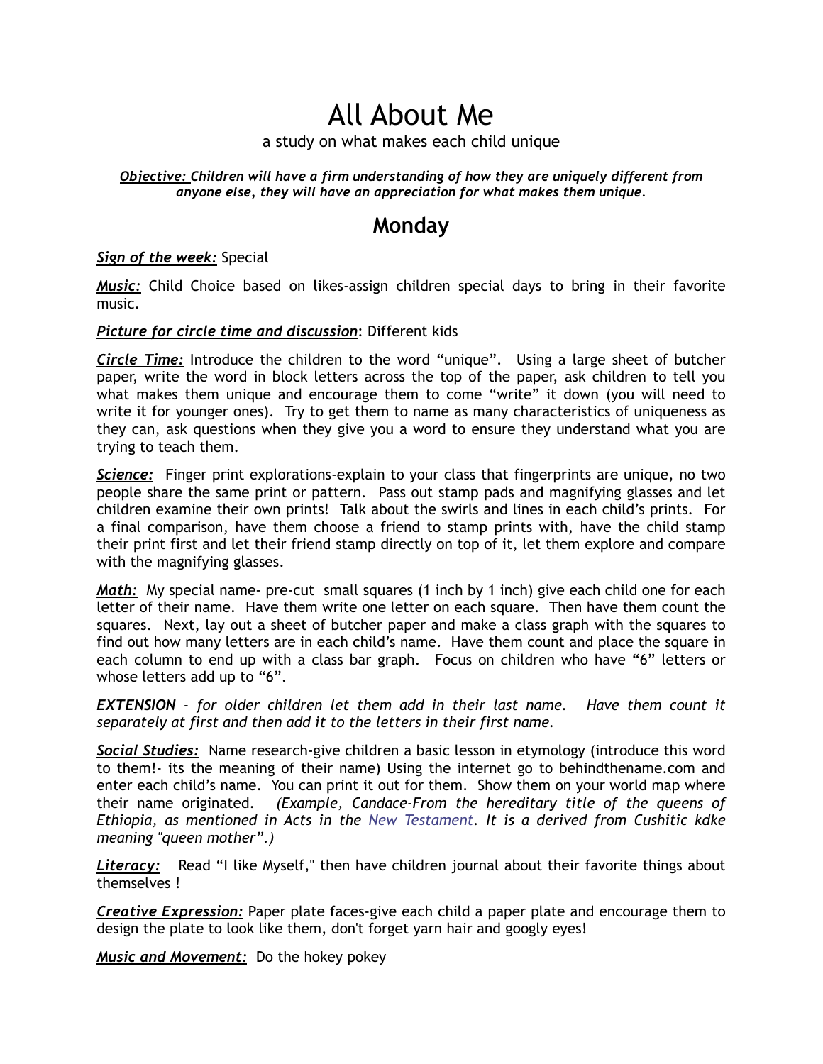# All About Me

a study on what makes each child unique

***Objective:*** ***Children will have a firm understanding of how they are uniquely different from anyone else, they will have an appreciation for what makes them unique.***

## Monday

***Sign of the week:*** Special

***Music:*** Child Choice based on likes-assign children special days to bring in their favorite music.

***Picture for circle time and discussion***: Different kids

***Circle Time:*** Introduce the children to the word "unique". Using a large sheet of butcher paper, write the word in block letters across the top of the paper, ask children to tell you what makes them unique and encourage them to come "write" it down (you will need to write it for younger ones). Try to get them to name as many characteristics of uniqueness as they can, ask questions when they give you a word to ensure they understand what you are trying to teach them.

***Science:*** Finger print explorations-explain to your class that fingerprints are unique, no two people share the same print or pattern. Pass out stamp pads and magnifying glasses and let children examine their own prints! Talk about the swirls and lines in each child's prints. For a final comparison, have them choose a friend to stamp prints with, have the child stamp their print first and let their friend stamp directly on top of it, let them explore and compare with the magnifying glasses.

***Math:*** My special name- pre-cut small squares (1 inch by 1 inch) give each child one for each letter of their name. Have them write one letter on each square. Then have them count the squares. Next, lay out a sheet of butcher paper and make a class graph with the squares to find out how many letters are in each child's name. Have them count and place the square in each column to end up with a class bar graph. Focus on children who have "6" letters or whose letters add up to "6".

***EXTENSION** - for older children let them add in their last name. Have them count it separately at first and then add it to the letters in their first name.*

***Social Studies:*** Name research-give children a basic lesson in etymology (introduce this word to them!- its the meaning of their name) Using the internet go to behindthename.com and enter each child's name. You can print it out for them. Show them on your world map where their name originated. *(Example, Candace-From the hereditary title of the queens of Ethiopia, as mentioned in Acts in the New Testament. It is a derived from Cushitic kdke meaning "queen mother".)*

***Literacy:*** Read "I like Myself," then have children journal about their favorite things about themselves !

***Creative Expression:*** Paper plate faces-give each child a paper plate and encourage them to design the plate to look like them, don't forget yarn hair and googly eyes!

***Music and Movement:*** Do the hokey pokey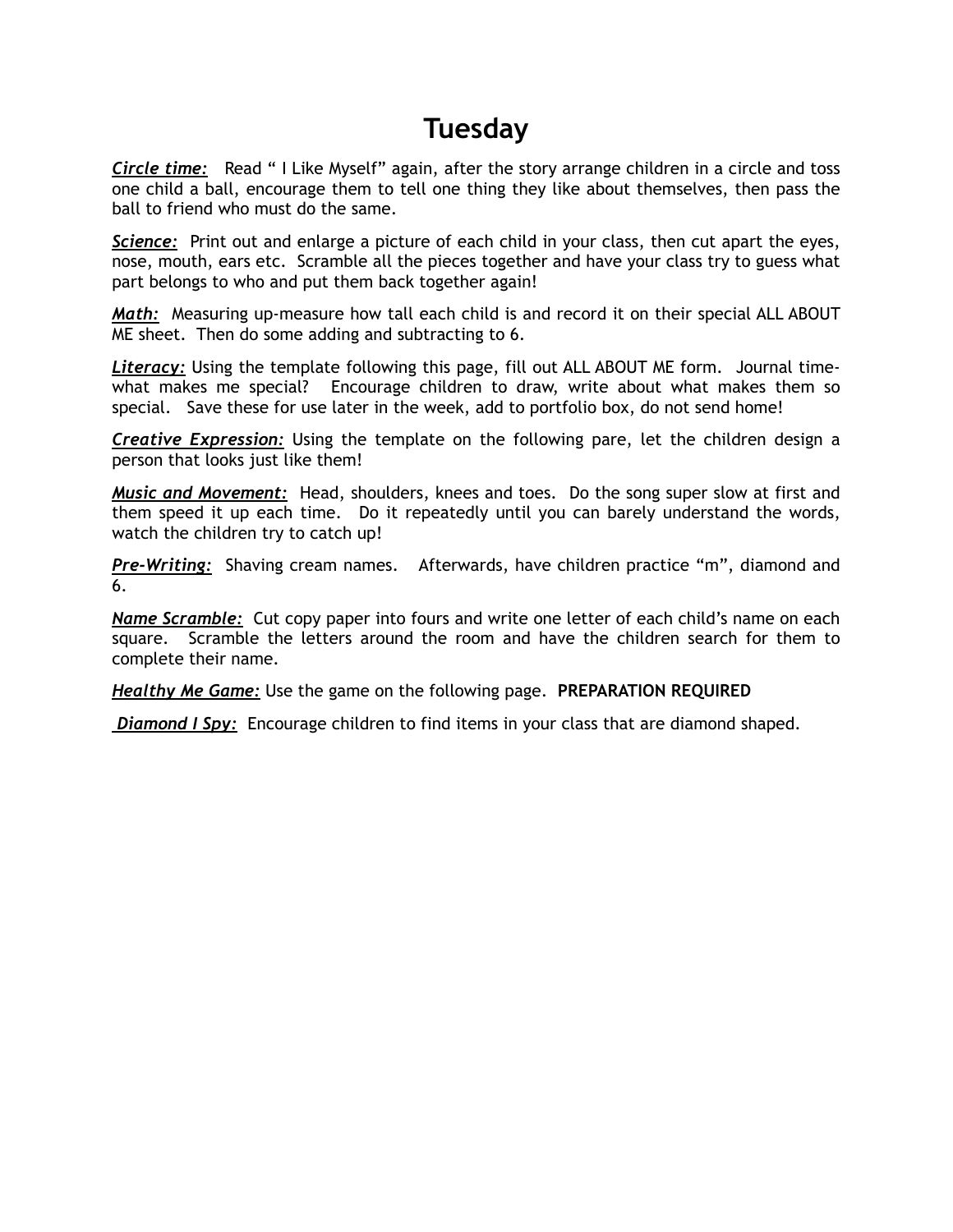# Tuesday

***Circle time:*** Read " I Like Myself" again, after the story arrange children in a circle and toss one child a ball, encourage them to tell one thing they like about themselves, then pass the ball to friend who must do the same.

***Science:*** Print out and enlarge a picture of each child in your class, then cut apart the eyes, nose, mouth, ears etc. Scramble all the pieces together and have your class try to guess what part belongs to who and put them back together again!

***Math:*** Measuring up-measure how tall each child is and record it on their special ALL ABOUT ME sheet. Then do some adding and subtracting to 6.

***Literacy:*** Using the template following this page, fill out ALL ABOUT ME form. Journal time-what makes me special? Encourage children to draw, write about what makes them so special. Save these for use later in the week, add to portfolio box, do not send home!

***Creative Expression:*** Using the template on the following pare, let the children design a person that looks just like them!

***Music and Movement:*** Head, shoulders, knees and toes. Do the song super slow at first and them speed it up each time. Do it repeatedly until you can barely understand the words, watch the children try to catch up!

***Pre-Writing:*** Shaving cream names. Afterwards, have children practice "m", diamond and 6.

***Name Scramble:*** Cut copy paper into fours and write one letter of each child's name on each square. Scramble the letters around the room and have the children search for them to complete their name.

***Healthy Me Game:*** Use the game on the following page. **PREPARATION REQUIRED**

***Diamond I Spy:*** Encourage children to find items in your class that are diamond shaped.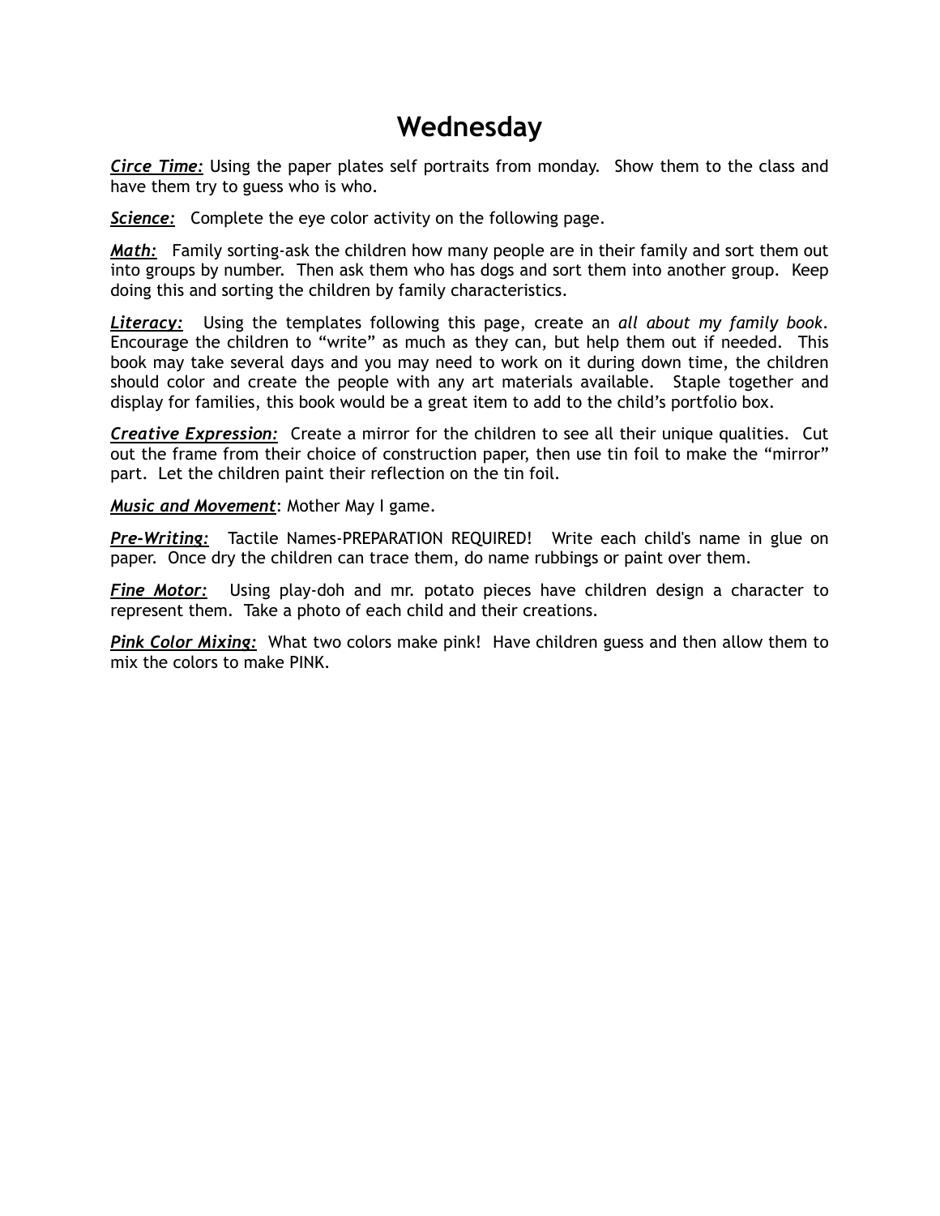# Wednesday

***Circe Time:*** Using the paper plates self portraits from monday. Show them to the class and have them try to guess who is who.

***Science:*** Complete the eye color activity on the following page.

***Math:*** Family sorting-ask the children how many people are in their family and sort them out into groups by number. Then ask them who has dogs and sort them into another group. Keep doing this and sorting the children by family characteristics.

***Literacy:*** Using the templates following this page, create an *all about my family book*. Encourage the children to "write" as much as they can, but help them out if needed. This book may take several days and you may need to work on it during down time, the children should color and create the people with any art materials available. Staple together and display for families, this book would be a great item to add to the child's portfolio box.

***Creative Expression:*** Create a mirror for the children to see all their unique qualities. Cut out the frame from their choice of construction paper, then use tin foil to make the "mirror" part. Let the children paint their reflection on the tin foil.

***Music and Movement***: Mother May I game.

***Pre-Writing:*** Tactile Names-PREPARATION REQUIRED! Write each child's name in glue on paper. Once dry the children can trace them, do name rubbings or paint over them.

***Fine Motor:*** Using play-doh and mr. potato pieces have children design a character to represent them. Take a photo of each child and their creations.

***Pink Color Mixing:*** What two colors make pink! Have children guess and then allow them to mix the colors to make PINK.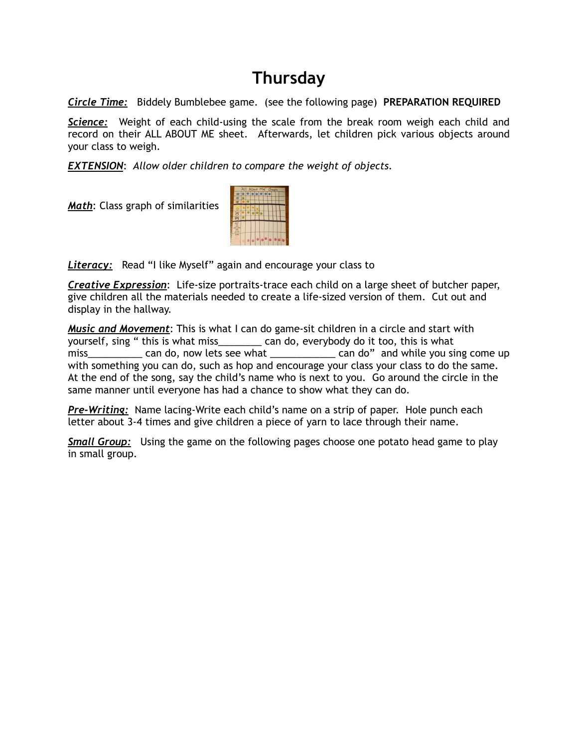# Thursday

***Circle Time:*** Biddely Bumblebee game. (see the following page) **PREPARATION REQUIRED**

***Science:*** Weight of each child-using the scale from the break room weigh each child and record on their ALL ABOUT ME sheet. Afterwards, let children pick various objects around your class to weigh.

***EXTENSION***: *Allow older children to compare the weight of objects.*

***Math***: Class graph of similarities

***Literacy:*** Read "I like Myself" again and encourage your class to

***Creative Expression***: Life-size portraits-trace each child on a large sheet of butcher paper, give children all the materials needed to create a life-sized version of them. Cut out and display in the hallway.

***Music and Movement***: This is what I can do game-sit children in a circle and start with yourself, sing " this is what miss________ can do, everybody do it too, this is what miss__________ can do, now lets see what ____________ can do" and while you sing come up with something you can do, such as hop and encourage your class your class to do the same. At the end of the song, say the child's name who is next to you. Go around the circle in the same manner until everyone has had a chance to show what they can do.

***Pre-Writing:*** Name lacing-Write each child's name on a strip of paper. Hole punch each letter about 3-4 times and give children a piece of yarn to lace through their name.

***Small Group:*** Using the game on the following pages choose one potato head game to play in small group.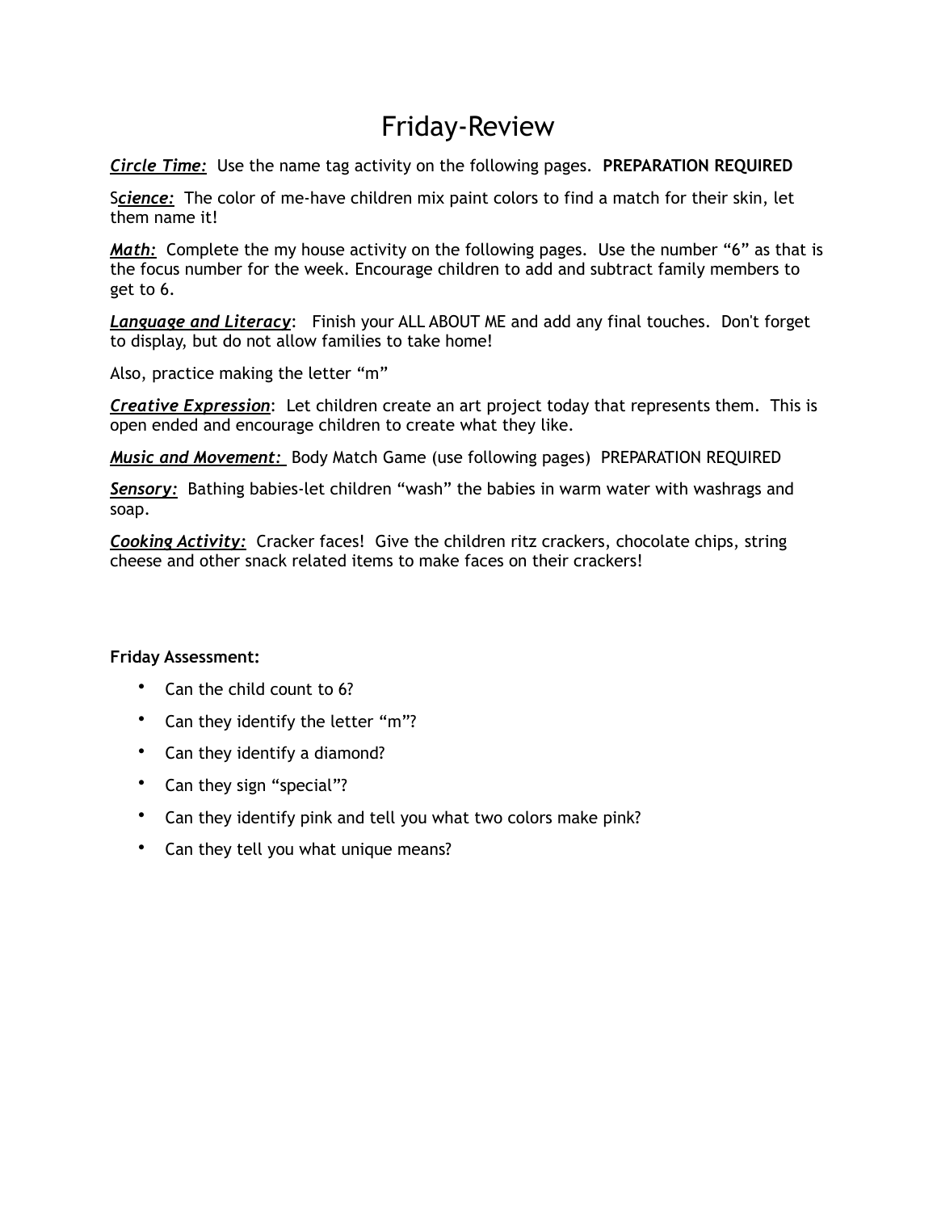# Friday-Review

***Circle Time:*** Use the name tag activity on the following pages. **PREPARATION REQUIRED**

S***cience:*** The color of me-have children mix paint colors to find a match for their skin, let them name it!

***Math:*** Complete the my house activity on the following pages. Use the number "6" as that is the focus number for the week. Encourage children to add and subtract family members to get to 6.

***Language and Literacy***: Finish your ALL ABOUT ME and add any final touches. Don't forget to display, but do not allow families to take home!

Also, practice making the letter "m"

***Creative Expression***: Let children create an art project today that represents them. This is open ended and encourage children to create what they like.

***Music and Movement:*** Body Match Game (use following pages) PREPARATION REQUIRED

***Sensory:*** Bathing babies-let children "wash" the babies in warm water with washrags and soap.

***Cooking Activity:*** Cracker faces! Give the children ritz crackers, chocolate chips, string cheese and other snack related items to make faces on their crackers!

**Friday Assessment:**

- Can the child count to 6?
- Can they identify the letter "m"?
- Can they identify a diamond?
- Can they sign "special"?
- Can they identify pink and tell you what two colors make pink?
- Can they tell you what unique means?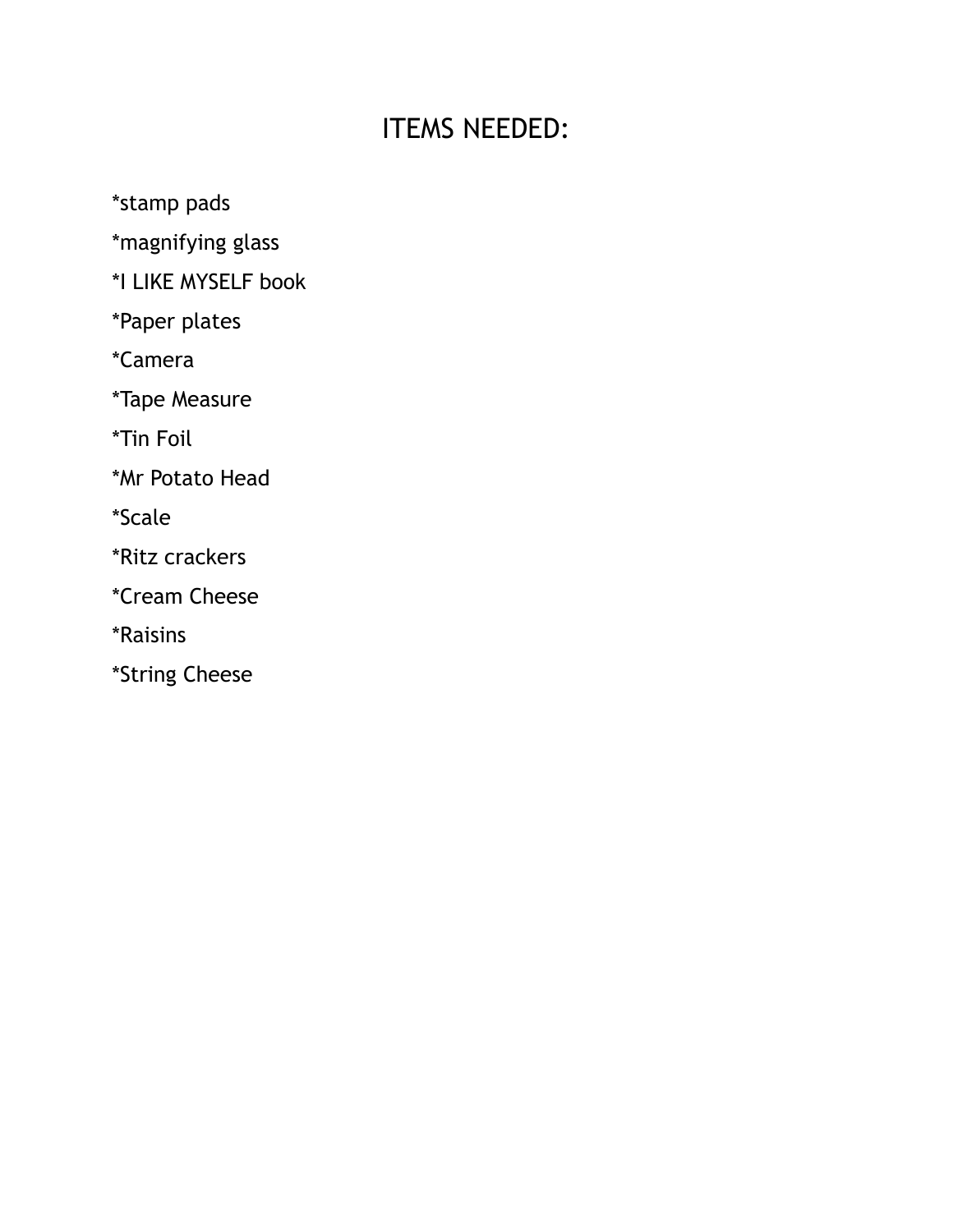# ITEMS NEEDED:

*stamp pads

*magnifying glass

*I LIKE MYSELF book

*Paper plates

*Camera

*Tape Measure

*Tin Foil

*Mr Potato Head

*Scale

*Ritz crackers

*Cream Cheese

*Raisins

*String Cheese